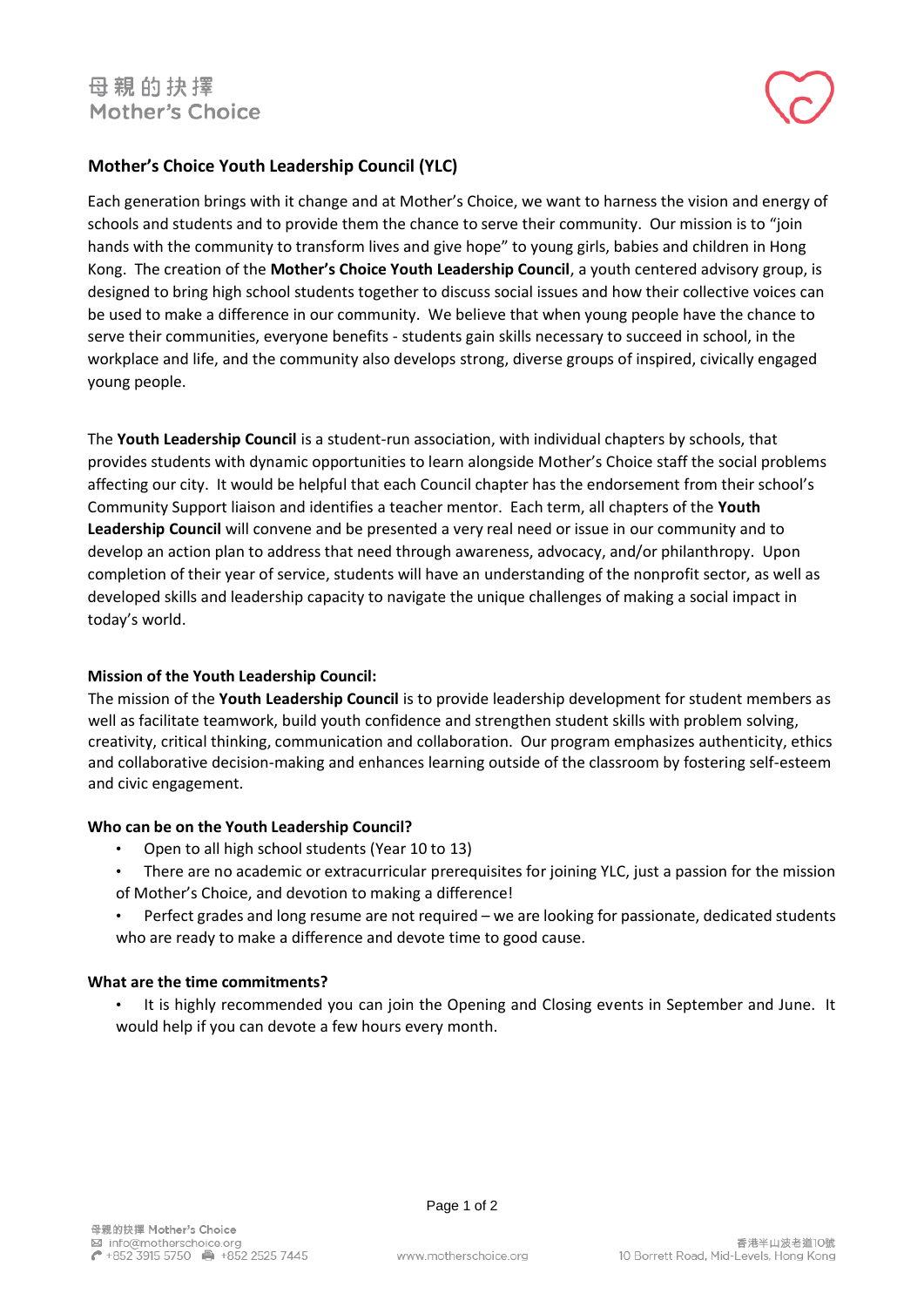# Mother's Choice Youth Leadership Council (YLC)

Each generation brings with it change and at Mother's Choice, we want to harness the vision and energy of schools and students and to provide them the chance to serve their community. Our mission is to "join hands with the community to transform lives and give hope" to young girls, babies and children in Hong Kong. The creation of the **Mother's Choice Youth Leadership Council**, a youth centered advisory group, is designed to bring high school students together to discuss social issues and how their collective voices can be used to make a difference in our community. We believe that when young people have the chance to serve their communities, everyone benefits - students gain skills necessary to succeed in school, in the workplace and life, and the community also develops strong, diverse groups of inspired, civically engaged young people.

The **Youth Leadership Council** is a student-run association, with individual chapters by schools, that provides students with dynamic opportunities to learn alongside Mother's Choice staff the social problems affecting our city. It would be helpful that each Council chapter has the endorsement from their school's Community Support liaison and identifies a teacher mentor. Each term, all chapters of the **Youth Leadership Council** will convene and be presented a very real need or issue in our community and to develop an action plan to address that need through awareness, advocacy, and/or philanthropy. Upon completion of their year of service, students will have an understanding of the nonprofit sector, as well as developed skills and leadership capacity to navigate the unique challenges of making a social impact in today's world.

### Mission of the Youth Leadership Council:

The mission of the **Youth Leadership Council** is to provide leadership development for student members as well as facilitate teamwork, build youth confidence and strengthen student skills with problem solving, creativity, critical thinking, communication and collaboration. Our program emphasizes authenticity, ethics and collaborative decision-making and enhances learning outside of the classroom by fostering self-esteem and civic engagement.

### Who can be on the Youth Leadership Council?

- Open to all high school students (Year 10 to 13)
- There are no academic or extracurricular prerequisites for joining YLC, just a passion for the mission of Mother's Choice, and devotion to making a difference!
- Perfect grades and long resume are not required – we are looking for passionate, dedicated students who are ready to make a difference and devote time to good cause.

### What are the time commitments?

- It is highly recommended you can join the Opening and Closing events in September and June. It would help if you can devote a few hours every month.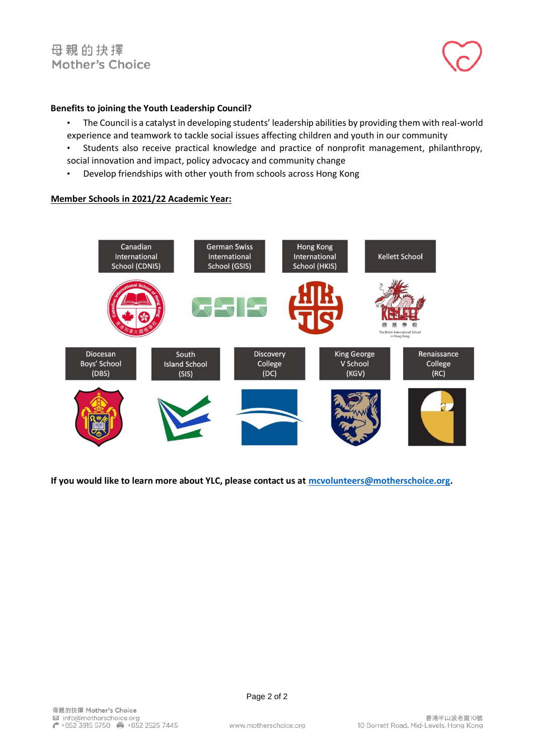**Benefits to joining the Youth Leadership Council?**

- The Council is a catalyst in developing students' leadership abilities by providing them with real-world experience and teamwork to tackle social issues affecting children and youth in our community
- Students also receive practical knowledge and practice of nonprofit management, philanthropy, social innovation and impact, policy advocacy and community change
- Develop friendships with other youth from schools across Hong Kong

**Member Schools in 2021/22 Academic Year:**

Canadian International School (CDNIS)

German Swiss International School (GSIS)

Hong Kong International School (HKIS)

Kellett School

Diocesan Boys' School (DBS)

South Island School (SIS)

Discovery College (DC)

King George V School (KGV)

Renaissance College (RC)

**If you would like to learn more about YLC, please contact us at mcvolunteers@motherschoice.org.**